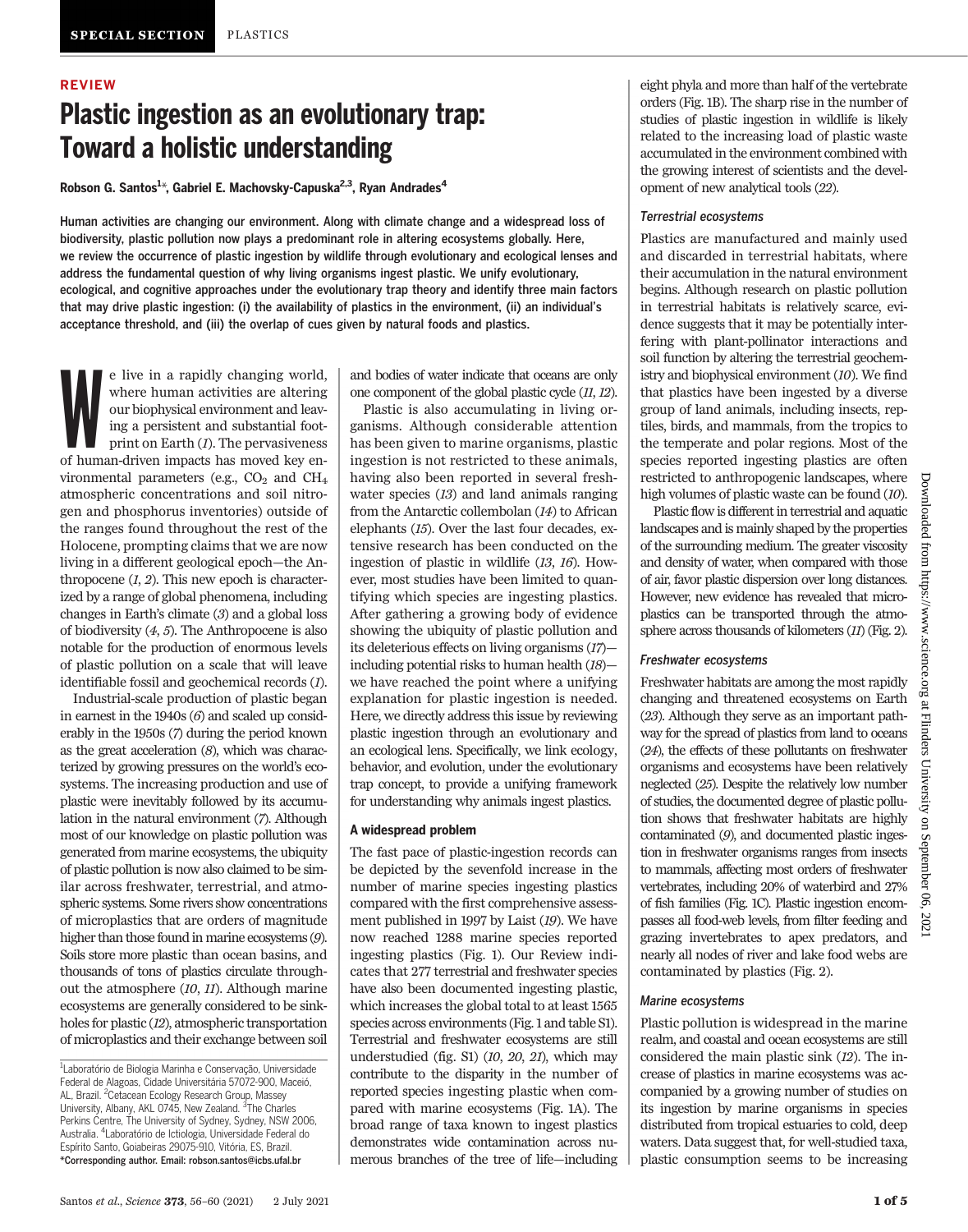SPECIAL SECTION PLASTICS

REVIEW

# Plastic ingestion as an evolutionary trap: Toward a holistic understanding

**Robson G. Santos[1]*, Gabriel E. Machovsky-Capuska[2,3], Ryan Andrades[4]**

**Human activities are changing our environment. Along with climate change and a widespread loss of biodiversity, plastic pollution now plays a predominant role in altering ecosystems globally. Here, we review the occurrence of plastic ingestion by wildlife through evolutionary and ecological lenses and address the fundamental question of why living organisms ingest plastic. We unify evolutionary, ecological, and cognitive approaches under the evolutionary trap theory and identify three main factors that may drive plastic ingestion: (i) the availability of plastics in the environment, (ii) an individual's acceptance threshold, and (iii) the overlap of cues given by natural foods and plastics.**

We live in a rapidly changing world, where human activities are altering our biophysical environment and leaving a persistent and substantial footprint on Earth (*1*). The pervasiveness of human-driven impacts has moved key environmental parameters (e.g., $CO_2$ and $CH_4$ atmospheric concentrations and soil nitrogen and phosphorus inventories) outside of the ranges found throughout the rest of the Holocene, prompting claims that we are now living in a different geological epoch—the Anthropocene (*1*, *2*). This new epoch is characterized by a range of global phenomena, including changes in Earth's climate (*3*) and a global loss of biodiversity (*4*, *5*). The Anthropocene is also notable for the production of enormous levels of plastic pollution on a scale that will leave identifiable fossil and geochemical records (*1*).

Industrial-scale production of plastic began in earnest in the 1940s (*6*) and scaled up considerably in the 1950s (*7*) during the period known as the great acceleration (*8*), which was characterized by growing pressures on the world's ecosystems. The increasing production and use of plastic were inevitably followed by its accumulation in the natural environment (*7*). Although most of our knowledge on plastic pollution was generated from marine ecosystems, the ubiquity of plastic pollution is now also claimed to be similar across freshwater, terrestrial, and atmospheric systems. Some rivers show concentrations of microplastics that are orders of magnitude higher than those found in marine ecosystems (*9*). Soils store more plastic than ocean basins, and thousands of tons of plastics circulate throughout the atmosphere (*10*, *11*). Although marine ecosystems are generally considered to be sinkholes for plastic (*12*), atmospheric transportation of microplastics and their exchange between soil and bodies of water indicate that oceans are only one component of the global plastic cycle (*11*, *12*).

Plastic is also accumulating in living organisms. Although considerable attention has been given to marine organisms, plastic ingestion is not restricted to these animals, having also been reported in several freshwater species (*13*) and land animals ranging from the Antarctic collembolan (*14*) to African elephants (*15*). Over the last four decades, extensive research has been conducted on the ingestion of plastic in wildlife (*13*, *16*). However, most studies have been limited to quantifying which species are ingesting plastics. After gathering a growing body of evidence showing the ubiquity of plastic pollution and its deleterious effects on living organisms (*17*)—including potential risks to human health (*18*)—we have reached the point where a unifying explanation for plastic ingestion is needed. Here, we directly address this issue by reviewing plastic ingestion through an evolutionary and an ecological lens. Specifically, we link ecology, behavior, and evolution, under the evolutionary trap concept, to provide a unifying framework for understanding why animals ingest plastics.

## A widespread problem

The fast pace of plastic-ingestion records can be depicted by the sevenfold increase in the number of marine species ingesting plastics compared with the first comprehensive assessment published in 1997 by Laist (*19*). We have now reached 1288 marine species reported ingesting plastics (Fig. 1). Our Review indicates that 277 terrestrial and freshwater species have also been documented ingesting plastic, which increases the global total to at least 1565 species across environments (Fig. 1 and table S1). Terrestrial and freshwater ecosystems are still understudied (fig. S1) (*10*, *20*, *21*), which may contribute to the disparity in the number of reported species ingesting plastic when compared with marine ecosystems (Fig. 1A). The broad range of taxa known to ingest plastics demonstrates wide contamination across numerous branches of the tree of life—including eight phyla and more than half of the vertebrate orders (Fig. 1B). The sharp rise in the number of studies of plastic ingestion in wildlife is likely related to the increasing load of plastic waste accumulated in the environment combined with the growing interest of scientists and the development of new analytical tools (*22*).

### *Terrestrial ecosystems*

Plastics are manufactured and mainly used and discarded in terrestrial habitats, where their accumulation in the natural environment begins. Although research on plastic pollution in terrestrial habitats is relatively scarce, evidence suggests that it may be potentially interfering with plant-pollinator interactions and soil function by altering the terrestrial geochemistry and biophysical environment (*10*). We find that plastics have been ingested by a diverse group of land animals, including insects, reptiles, birds, and mammals, from the tropics to the temperate and polar regions. Most of the species reported ingesting plastics are often restricted to anthropogenic landscapes, where high volumes of plastic waste can be found (*10*).

Plastic flow is different in terrestrial and aquatic landscapes and is mainly shaped by the properties of the surrounding medium. The greater viscosity and density of water, when compared with those of air, favor plastic dispersion over long distances. However, new evidence has revealed that microplastics can be transported through the atmosphere across thousands of kilometers (*11*) (Fig. 2).

### *Freshwater ecosystems*

Freshwater habitats are among the most rapidly changing and threatened ecosystems on Earth (*23*). Although they serve as an important pathway for the spread of plastics from land to oceans (*24*), the effects of these pollutants on freshwater organisms and ecosystems have been relatively neglected (*25*). Despite the relatively low number of studies, the documented degree of plastic pollution shows that freshwater habitats are highly contaminated (*9*), and documented plastic ingestion in freshwater organisms ranges from insects to mammals, affecting most orders of freshwater vertebrates, including 20% of waterbird and 27% of fish families (Fig. 1C). Plastic ingestion encompasses all food-web levels, from filter feeding and grazing invertebrates to apex predators, and nearly all nodes of river and lake food webs are contaminated by plastics (Fig. 2).

### *Marine ecosystems*

Plastic pollution is widespread in the marine realm, and coastal and ocean ecosystems are still considered the main plastic sink (*12*). The increase of plastics in marine ecosystems was accompanied by a growing number of studies on its ingestion by marine organisms in species distributed from tropical estuaries to cold, deep waters. Data suggest that, for well-studied taxa, plastic consumption seems to be increasing

---

[1]Laboratório de Biologia Marinha e Conservação, Universidade Federal de Alagoas, Cidade Universitária 57072-900, Maceió, AL, Brazil. [2]Cetacean Ecology Research Group, Massey University, Albany, AKL 0745, New Zealand. [3]The Charles Perkins Centre, The University of Sydney, Sydney, NSW 2006, Australia. [4]Laboratório de Ictiologia, Universidade Federal do Espírito Santo, Goiabeiras 29075-910, Vitória, ES, Brazil.
*Corresponding author. Email: robson.santos@icbs.ufal.br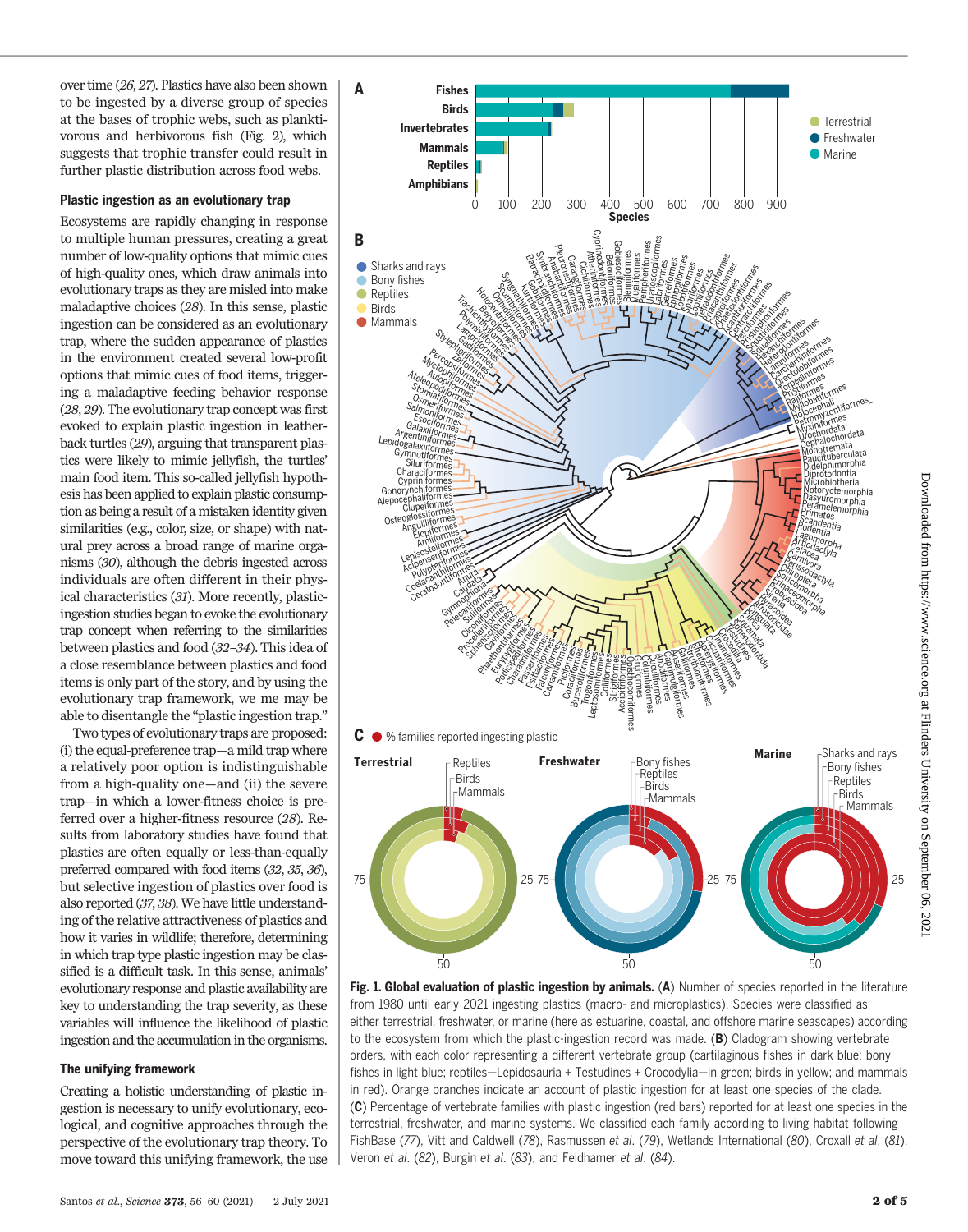over time (26, 27). Plastics have also been shown to be ingested by a diverse group of species at the bases of trophic webs, such as planktivorous and herbivorous fish (Fig. 2), which suggests that trophic transfer could result in further plastic distribution across food webs.

### Plastic ingestion as an evolutionary trap

Ecosystems are rapidly changing in response to multiple human pressures, creating a great number of low-quality options that mimic cues of high-quality ones, which draw animals into evolutionary traps as they are misled into make maladaptive choices (28). In this sense, plastic ingestion can be considered as an evolutionary trap, where the sudden appearance of plastics in the environment created several low-profit options that mimic cues of food items, triggering a maladaptive feeding behavior response (28, 29). The evolutionary trap concept was first evoked to explain plastic ingestion in leatherback turtles (29), arguing that transparent plastics were likely to mimic jellyfish, the turtles' main food item. This so-called jellyfish hypothesis has been applied to explain plastic consumption as being a result of a mistaken identity given similarities (e.g., color, size, or shape) with natural prey across a broad range of marine organisms (30), although the debris ingested across individuals are often different in their physical characteristics (31). More recently, plastic-ingestion studies began to evoke the evolutionary trap concept when referring to the similarities between plastics and food (32–34). This idea of a close resemblance between plastics and food items is only part of the story, and by using the evolutionary trap framework, we me may be able to disentangle the "plastic ingestion trap."

Two types of evolutionary traps are proposed: (i) the equal-preference trap—a mild trap where a relatively poor option is indistinguishable from a high-quality one—and (ii) the severe trap—in which a lower-fitness choice is preferred over a higher-fitness resource (28). Results from laboratory studies have found that plastics are often equally or less-than-equally preferred compared with food items (32, 35, 36), but selective ingestion of plastics over food is also reported (37, 38). We have little understanding of the relative attractiveness of plastics and how it varies in wildlife; therefore, determining in which trap type plastic ingestion may be classified is a difficult task. In this sense, animals' evolutionary response and plastic availability are key to understanding the trap severity, as these variables will influence the likelihood of plastic ingestion and the accumulation in the organisms.

### The unifying framework

Creating a holistic understanding of plastic ingestion is necessary to unify evolutionary, ecological, and cognitive approaches through the perspective of the evolutionary trap theory. To move toward this unifying framework, the use

**Fig. 1. Global evaluation of plastic ingestion by animals.** (**A**) Number of species reported in the literature from 1980 until early 2021 ingesting plastics (macro- and microplastics). Species were classified as either terrestrial, freshwater, or marine (here as estuarine, coastal, and offshore marine seascapes) according to the ecosystem from which the plastic-ingestion record was made. (**B**) Cladogram showing vertebrate orders, with each color representing a different vertebrate group (cartilaginous fishes in dark blue; bony fishes in light blue; reptiles—Lepidosauria + Testudines + Crocodylia—in green; birds in yellow; and mammals in red). Orange branches indicate an account of plastic ingestion for at least one species of the clade. (**C**) Percentage of vertebrate families with plastic ingestion (red bars) reported for at least one species in the terrestrial, freshwater, and marine systems. We classified each family according to living habitat following FishBase (77), Vitt and Caldwell (78), Rasmussen *et al.* (79), Wetlands International (80), Croxall *et al.* (81), Veron *et al.* (82), Burgin *et al.* (83), and Feldhamer *et al.* (84).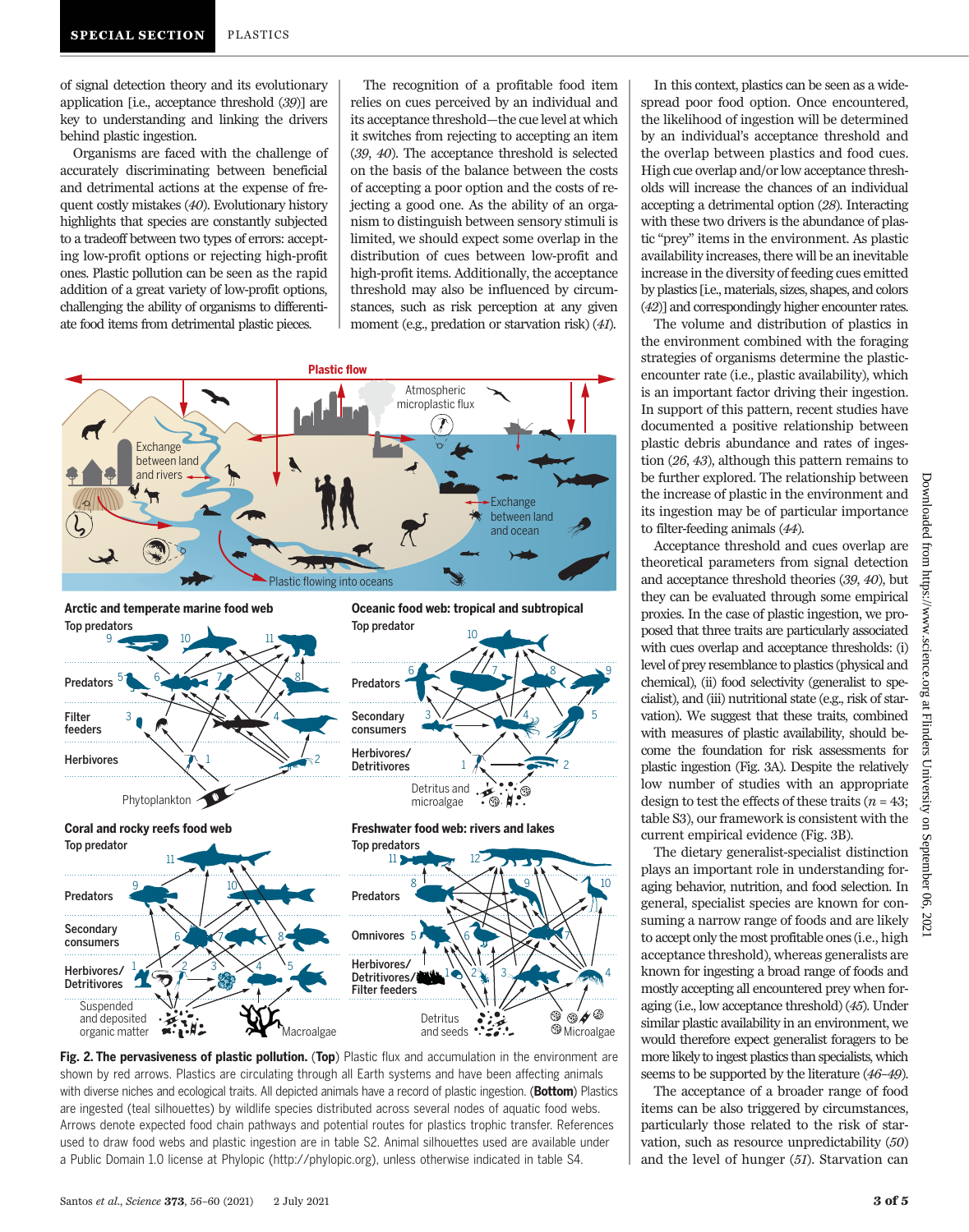of signal detection theory and its evolutionary application [i.e., acceptance threshold (*39*)] are key to understanding and linking the drivers behind plastic ingestion.

Organisms are faced with the challenge of accurately discriminating between beneficial and detrimental actions at the expense of frequent costly mistakes (*40*). Evolutionary history highlights that species are constantly subjected to a tradeoff between two types of errors: accepting low-profit options or rejecting high-profit ones. Plastic pollution can be seen as the rapid addition of a great variety of low-profit options, challenging the ability of organisms to differentiate food items from detrimental plastic pieces.

The recognition of a profitable food item relies on cues perceived by an individual and its acceptance threshold—the cue level at which it switches from rejecting to accepting an item (*39*, *40*). The acceptance threshold is selected on the basis of the balance between the costs of accepting a poor option and the costs of rejecting a good one. As the ability of an organism to distinguish between sensory stimuli is limited, we should expect some overlap in the distribution of cues between low-profit and high-profit items. Additionally, the acceptance threshold may also be influenced by circumstances, such as risk perception at any given moment (e.g., predation or starvation risk) (*41*).

**Fig. 2. The pervasiveness of plastic pollution.** (**Top**) Plastic flux and accumulation in the environment are shown by red arrows. Plastics are circulating through all Earth systems and have been affecting animals with diverse niches and ecological traits. All depicted animals have a record of plastic ingestion. (**Bottom**) Plastics are ingested (teal silhouettes) by wildlife species distributed across several nodes of aquatic food webs. Arrows denote expected food chain pathways and potential routes for plastics trophic transfer. References used to draw food webs and plastic ingestion are in table S2. Animal silhouettes used are available under a Public Domain 1.0 license at Phylopic (http://phylopic.org), unless otherwise indicated in table S4.

In this context, plastics can be seen as a widespread poor food option. Once encountered, the likelihood of ingestion will be determined by an individual's acceptance threshold and the overlap between plastics and food cues. High cue overlap and/or low acceptance thresholds will increase the chances of an individual accepting a detrimental option (*28*). Interacting with these two drivers is the abundance of plastic "prey" items in the environment. As plastic availability increases, there will be an inevitable increase in the diversity of feeding cues emitted by plastics [i.e., materials, sizes, shapes, and colors (*42*)] and correspondingly higher encounter rates.

The volume and distribution of plastics in the environment combined with the foraging strategies of organisms determine the plastic-encounter rate (i.e., plastic availability), which is an important factor driving their ingestion. In support of this pattern, recent studies have documented a positive relationship between plastic debris abundance and rates of ingestion (*26*, *43*), although this pattern remains to be further explored. The relationship between the increase of plastic in the environment and its ingestion may be of particular importance to filter-feeding animals (*44*).

Acceptance threshold and cues overlap are theoretical parameters from signal detection and acceptance threshold theories (*39*, *40*), but they can be evaluated through some empirical proxies. In the case of plastic ingestion, we proposed that three traits are particularly associated with cues overlap and acceptance thresholds: (i) level of prey resemblance to plastics (physical and chemical), (ii) food selectivity (generalist to specialist), and (iii) nutritional state (e.g., risk of starvation). We suggest that these traits, combined with measures of plastic availability, should become the foundation for risk assessments for plastic ingestion (Fig. 3A). Despite the relatively low number of studies with an appropriate design to test the effects of these traits ($n$ = 43; table S3), our framework is consistent with the current empirical evidence (Fig. 3B).

The dietary generalist-specialist distinction plays an important role in understanding foraging behavior, nutrition, and food selection. In general, specialist species are known for consuming a narrow range of foods and are likely to accept only the most profitable ones (i.e., high acceptance threshold), whereas generalists are known for ingesting a broad range of foods and mostly accepting all encountered prey when foraging (i.e., low acceptance threshold) (*45*). Under similar plastic availability in an environment, we would therefore expect generalist foragers to be more likely to ingest plastics than specialists, which seems to be supported by the literature (*46*–*49*).

The acceptance of a broader range of food items can be also triggered by circumstances, particularly those related to the risk of starvation, such as resource unpredictability (*50*) and the level of hunger (*51*). Starvation can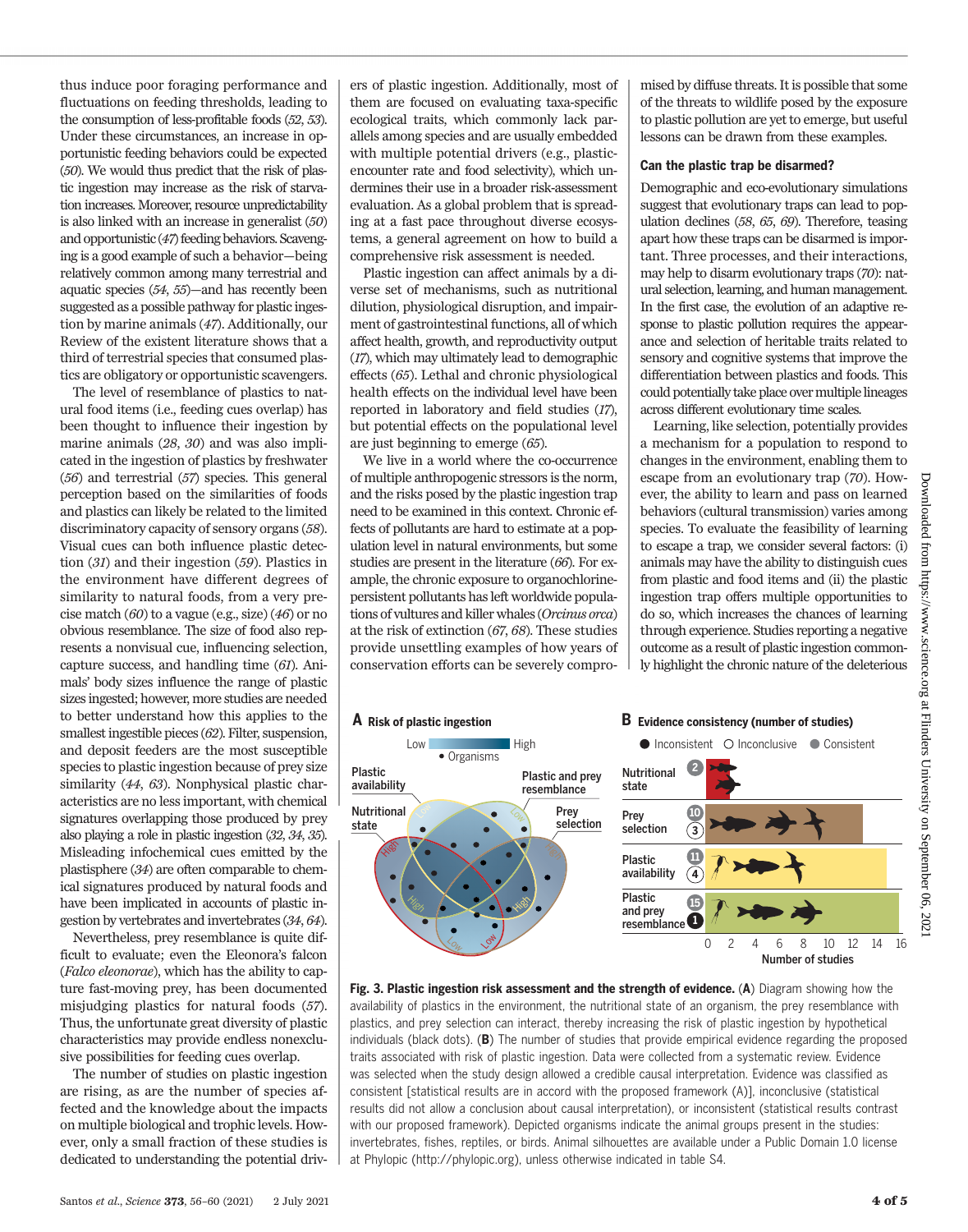thus induce poor foraging performance and fluctuations on feeding thresholds, leading to the consumption of less-profitable foods (*52*, *53*). Under these circumstances, an increase in opportunistic feeding behaviors could be expected (*50*). We would thus predict that the risk of plastic ingestion may increase as the risk of starvation increases. Moreover, resource unpredictability is also linked with an increase in generalist (*50*) and opportunistic (*47*) feeding behaviors. Scavenging is a good example of such a behavior—being relatively common among many terrestrial and aquatic species (*54*, *55*)—and has recently been suggested as a possible pathway for plastic ingestion by marine animals (*47*). Additionally, our Review of the existent literature shows that a third of terrestrial species that consumed plastics are obligatory or opportunistic scavengers.

The level of resemblance of plastics to natural food items (i.e., feeding cues overlap) has been thought to influence their ingestion by marine animals (*28*, *30*) and was also implicated in the ingestion of plastics by freshwater (*56*) and terrestrial (*57*) species. This general perception based on the similarities of foods and plastics can likely be related to the limited discriminatory capacity of sensory organs (*58*). Visual cues can both influence plastic detection (*31*) and their ingestion (*59*). Plastics in the environment have different degrees of similarity to natural foods, from a very precise match (*60*) to a vague (e.g., size) (*46*) or no obvious resemblance. The size of food also represents a nonvisual cue, influencing selection, capture success, and handling time (*61*). Animals' body sizes influence the range of plastic sizes ingested; however, more studies are needed to better understand how this applies to the smallest ingestible pieces (*62*). Filter, suspension, and deposit feeders are the most susceptible species to plastic ingestion because of prey size similarity (*44*, *63*). Nonphysical plastic characteristics are no less important, with chemical signatures overlapping those produced by prey also playing a role in plastic ingestion (*32*, *34*, *35*). Misleading infochemical cues emitted by the plastisphere (*34*) are often comparable to chemical signatures produced by natural foods and have been implicated in accounts of plastic ingestion by vertebrates and invertebrates (*34*, *64*).

Nevertheless, prey resemblance is quite difficult to evaluate; even the Eleonora's falcon (*Falco eleonorae*), which has the ability to capture fast-moving prey, has been documented misjudging plastics for natural foods (*57*). Thus, the unfortunate great diversity of plastic characteristics may provide endless nonexclusive possibilities for feeding cues overlap.

The number of studies on plastic ingestion are rising, as are the number of species affected and the knowledge about the impacts on multiple biological and trophic levels. However, only a small fraction of these studies is dedicated to understanding the potential drivers of plastic ingestion. Additionally, most of them are focused on evaluating taxa-specific ecological traits, which commonly lack parallels among species and are usually embedded with multiple potential drivers (e.g., plastic-encounter rate and food selectivity), which undermines their use in a broader risk-assessment evaluation. As a global problem that is spreading at a fast pace throughout diverse ecosystems, a general agreement on how to build a comprehensive risk assessment is needed.

Plastic ingestion can affect animals by a diverse set of mechanisms, such as nutritional dilution, physiological disruption, and impairment of gastrointestinal functions, all of which affect health, growth, and reproductivity output (*17*), which may ultimately lead to demographic effects (*65*). Lethal and chronic physiological health effects on the individual level have been reported in laboratory and field studies (*17*), but potential effects on the populational level are just beginning to emerge (*65*).

We live in a world where the co-occurrence of multiple anthropogenic stressors is the norm, and the risks posed by the plastic ingestion trap need to be examined in this context. Chronic effects of pollutants are hard to estimate at a population level in natural environments, but some studies are present in the literature (*66*). For example, the chronic exposure to organochlorine-persistent pollutants has left worldwide populations of vultures and killer whales (*Orcinus orca*) at the risk of extinction (*67*, *68*). These studies provide unsettling examples of how years of conservation efforts can be severely compromised by diffuse threats. It is possible that some of the threats to wildlife posed by the exposure to plastic pollution are yet to emerge, but useful lessons can be drawn from these examples.

### Can the plastic trap be disarmed?

Demographic and eco-evolutionary simulations suggest that evolutionary traps can lead to population declines (*58*, *65*, *69*). Therefore, teasing apart how these traps can be disarmed is important. Three processes, and their interactions, may help to disarm evolutionary traps (*70*): natural selection, learning, and human management. In the first case, the evolution of an adaptive response to plastic pollution requires the appearance and selection of heritable traits related to sensory and cognitive systems that improve the differentiation between plastics and foods. This could potentially take place over multiple lineages across different evolutionary time scales.

Learning, like selection, potentially provides a mechanism for a population to respond to changes in the environment, enabling them to escape from an evolutionary trap (*70*). However, the ability to learn and pass on learned behaviors (cultural transmission) varies among species. To evaluate the feasibility of learning to escape a trap, we consider several factors: (i) animals may have the ability to distinguish cues from plastic and food items and (ii) the plastic ingestion trap offers multiple opportunities to do so, which increases the chances of learning through experience. Studies reporting a negative outcome as a result of plastic ingestion commonly highlight the chronic nature of the deleterious

**Fig. 3. Plastic ingestion risk assessment and the strength of evidence.** (**A**) Diagram showing how the availability of plastics in the environment, the nutritional state of an organism, the prey resemblance with plastics, and prey selection can interact, thereby increasing the risk of plastic ingestion by hypothetical individuals (black dots). (**B**) The number of studies that provide empirical evidence regarding the proposed traits associated with risk of plastic ingestion. Data were collected from a systematic review. Evidence was selected when the study design allowed a credible causal interpretation. Evidence was classified as consistent [statistical results are in accord with the proposed framework (A)], inconclusive (statistical results did not allow a conclusion about causal interpretation), or inconsistent (statistical results contrast with our proposed framework). Depicted organisms indicate the animal groups present in the studies: invertebrates, fishes, reptiles, or birds. Animal silhouettes are available under a Public Domain 1.0 license at Phylopic (http://phylopic.org), unless otherwise indicated in table S4.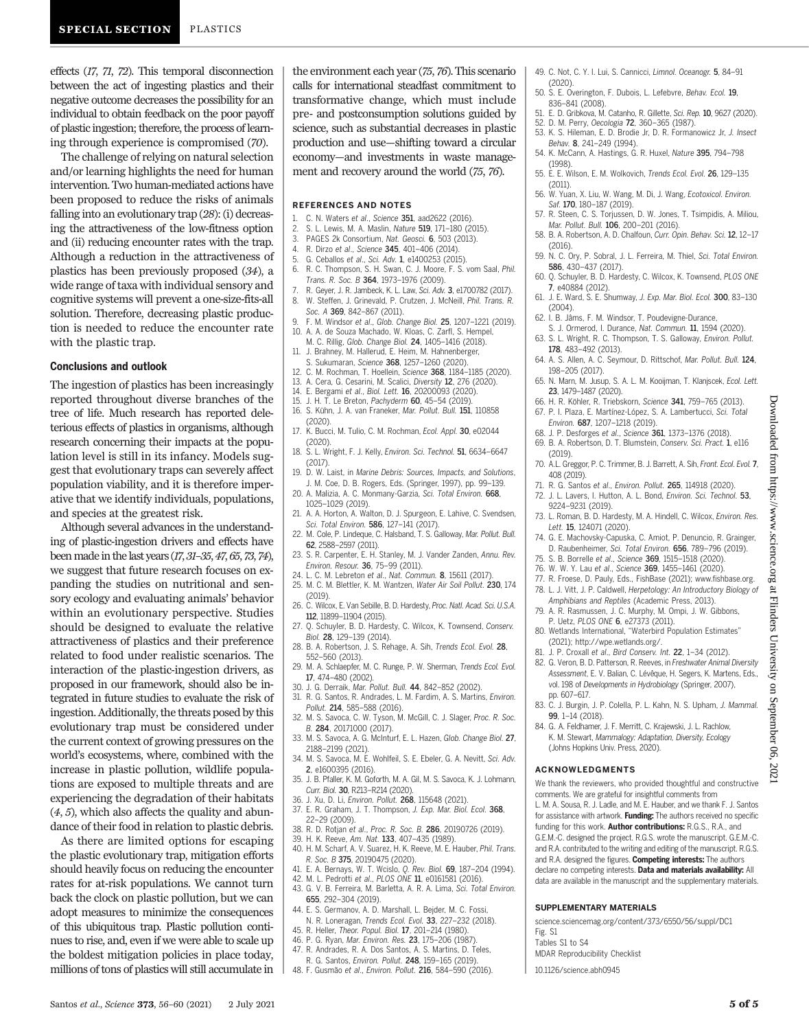effects (*17*, *71*, *72*). This temporal disconnection between the act of ingesting plastics and their negative outcome decreases the possibility for an individual to obtain feedback on the poor payoff of plastic ingestion; therefore, the process of learning through experience is compromised (*70*).

The challenge of relying on natural selection and/or learning highlights the need for human intervention. Two human-mediated actions have been proposed to reduce the risks of animals falling into an evolutionary trap (*28*): (i) decreasing the attractiveness of the low-fitness option and (ii) reducing encounter rates with the trap. Although a reduction in the attractiveness of plastics has been previously proposed (*34*), a wide range of taxa with individual sensory and cognitive systems will prevent a one-size-fits-all solution. Therefore, decreasing plastic production is needed to reduce the encounter rate with the plastic trap.

### Conclusions and outlook

The ingestion of plastics has been increasingly reported throughout diverse branches of the tree of life. Much research has reported deleterious effects of plastics in organisms, although research concerning their impacts at the population level is still in its infancy. Models suggest that evolutionary traps can severely affect population viability, and it is therefore imperative that we identify individuals, populations, and species at the greatest risk.

Although several advances in the understanding of plastic-ingestion drivers and effects have been made in the last years (*17*, *31*–*35*, *47*, *65*, *73*, *74*), we suggest that future research focuses on expanding the studies on nutritional and sensory ecology and evaluating animals' behavior within an evolutionary perspective. Studies should be designed to evaluate the relative attractiveness of plastics and their preference related to food under realistic scenarios. The interaction of the plastic-ingestion drivers, as proposed in our framework, should also be integrated in future studies to evaluate the risk of ingestion. Additionally, the threats posed by this evolutionary trap must be considered under the current context of growing pressures on the world's ecosystems, where, combined with the increase in plastic pollution, wildlife populations are exposed to multiple threats and are experiencing the degradation of their habitats (*4*, *5*), which also affects the quality and abundance of their food in relation to plastic debris.

As there are limited options for escaping the plastic evolutionary trap, mitigation efforts should heavily focus on reducing the encounter rates for at-risk populations. We cannot turn back the clock on plastic pollution, but we can adopt measures to minimize the consequences of this ubiquitous trap. Plastic pollution continues to rise, and, even if we were able to scale up the boldest mitigation policies in place today, millions of tons of plastics will still accumulate in the environment each year (*75*, *76*). This scenario calls for international steadfast commitment to transformative change, which must include pre- and postconsumption solutions guided by science, such as substantial decreases in plastic production and use—shifting toward a circular economy—and investments in waste management and recovery around the world (*75*, *76*).

### REFERENCES AND NOTES

1. C. N. Waters *et al.*, *Science* **351**, aad2622 (2016).
2. S. L. Lewis, M. A. Maslin, *Nature* **519**, 171–180 (2015).
3. PAGES 2k Consortium, *Nat. Geosci.* **6**, 503 (2013).
4. R. Dirzo *et al.*, *Science* **345**, 401–406 (2014).
5. G. Ceballos *et al.*, *Sci. Adv.* **1**, e1400253 (2015).
6. R. C. Thompson, S. H. Swan, C. J. Moore, F. S. vom Saal, *Phil. Trans. R. Soc. B* **364**, 1973–1976 (2009).
7. R. Geyer, J. R. Jambeck, K. L. Law, *Sci. Adv.* **3**, e1700782 (2017).
8. W. Steffen, J. Grinevald, P. Crutzen, J. McNeill, *Phil. Trans. R. Soc. A* **369**, 842–867 (2011).
9. F. M. Windsor *et al.*, *Glob. Change Biol.* **25**, 1207–1221 (2019).
10. A. A. de Souza Machado, W. Kloas, C. Zarfl, S. Hempel, M. C. Rillig, *Glob. Change Biol.* **24**, 1405–1416 (2018).
11. J. Brahney, M. Hallerud, E. Heim, M. Hahnenberger, S. Sukumaran, *Science* **368**, 1257–1260 (2020).
12. C. M. Rochman, T. Hoellein, *Science* **368**, 1184–1185 (2020).
13. A. Cera, G. Cesarini, M. Scalici, *Diversity* **12**, 276 (2020).
14. E. Bergami *et al.*, *Biol. Lett.* **16**, 20200093 (2020).
15. J. H. T. Le Breton, *Pachyderm* **60**, 45–54 (2019).
16. S. Kühn, J. A. van Franeker, *Mar. Pollut. Bull.* **151**, 110858 (2020).
17. K. Bucci, M. Tulio, C. M. Rochman, *Ecol. Appl.* **30**, e02044 (2020).
18. S. L. Wright, F. J. Kelly, *Environ. Sci. Technol.* **51**, 6634–6647 (2017).
19. D. W. Laist, in *Marine Debris: Sources, Impacts, and Solutions*, J. M. Coe, D. B. Rogers, Eds. (Springer, 1997), pp. 99–139.
20. A. Malizia, A. C. Monmany-Garzia, *Sci. Total Environ.* **668**, 1025–1029 (2019).
21. A. A. Horton, A. Walton, D. J. Spurgeon, E. Lahive, C. Svendsen, *Sci. Total Environ.* **586**, 127–141 (2017).
22. M. Cole, P. Lindeque, C. Halsband, T. S. Galloway, *Mar. Pollut. Bull.* **62**, 2588–2597 (2011).
23. S. R. Carpenter, E. H. Stanley, M. J. Vander Zanden, *Annu. Rev. Environ. Resour.* **36**, 75–99 (2011).
24. L. C. M. Lebreton *et al.*, *Nat. Commun.* **8**, 15611 (2017).
25. M. C. M. Blettler, K. M. Wantzen, *Water Air Soil Pollut.* **230**, 174 (2019).
26. C. Wilcox, E. Van Sebille, B. D. Hardesty, *Proc. Natl. Acad. Sci. U.S.A.* **112**, 11899–11904 (2015).
27. Q. Schuyler, B. D. Hardesty, C. Wilcox, K. Townsend, *Conserv. Biol.* **28**, 129–139 (2014).
28. B. A. Robertson, J. S. Rehage, A. Sih, *Trends Ecol. Evol.* **28**, 552–560 (2013).
29. M. A. Schlaepfer, M. C. Runge, P. W. Sherman, *Trends Ecol. Evol.* **17**, 474–480 (2002).
30. J. G. Derraik, *Mar. Pollut. Bull.* **44**, 842–852 (2002).
31. R. G. Santos, R. Andrades, L. M. Fardim, A. S. Martins, *Environ. Pollut.* **214**, 585–588 (2016).
32. M. S. Savoca, C. W. Tyson, M. McGill, C. J. Slager, *Proc. R. Soc. B.* **284**, 20171000 (2017).
33. M. S. Savoca, A. G. McInturf, E. L. Hazen, *Glob. Change Biol.* **27**, 2188–2199 (2021).
34. M. S. Savoca, M. E. Wohlfeil, S. E. Ebeler, G. A. Nevitt, *Sci. Adv.* **2**, e1600395 (2016).
35. J. B. Pfaller, K. M. Goforth, M. A. Gil, M. S. Savoca, K. J. Lohmann, *Curr. Biol.* **30**, R213–R214 (2020).
36. J. Xu, D. Li, *Environ. Pollut.* **268**, 115648 (2021).
37. E. R. Graham, J. T. Thompson, *J. Exp. Mar. Biol. Ecol.* **368**, 22–29 (2009).
38. R. D. Rotjan *et al.*, *Proc. R. Soc. B.* **286**, 20190726 (2019).
39. H. K. Reeve, *Am. Nat.* **133**, 407–435 (1989).
40. H. M. Scharf, A. V. Suarez, H. K. Reeve, M. E. Hauber, *Phil. Trans. R. Soc. B* **375**, 20190475 (2020).
41. E. A. Bernays, W. T. Wcislo, *Q. Rev. Biol.* **69**, 187–204 (1994).
42. M. L. Pedrotti *et al.*, *PLOS ONE* **11**, e0161581 (2016).
43. G. V. B. Ferreira, M. Barletta, A. R. A. Lima, *Sci. Total Environ.* **655**, 292–304 (2019).
44. E. S. Germanov, A. D. Marshall, L. Bejder, M. C. Fossi, N. R. Loneragan, *Trends Ecol. Evol.* **33**, 227–232 (2018).
45. R. Heller, *Theor. Popul. Biol.* **17**, 201–214 (1980).
46. P. G. Ryan, *Mar. Environ. Res.* **23**, 175–206 (1987).
47. R. Andrades, R. A. Dos Santos, A. S. Martins, D. Teles, R. G. Santos, *Environ. Pollut.* **248**, 159–165 (2019).
48. F. Gusmão *et al.*, *Environ. Pollut.* **216**, 584–590 (2016).
49. C. Not, C. Y. I. Lui, S. Cannicci, *Limnol. Oceanogr.* **5**, 84–91 (2020).
50. S. E. Overington, F. Dubois, L. Lefebvre, *Behav. Ecol.* **19**, 836–841 (2008).
51. E. D. Gribkova, M. Catanho, R. Gillette, *Sci. Rep.* **10**, 9627 (2020).
52. D. M. Perry, *Oecologia* **72**, 360–365 (1987).
53. K. S. Hileman, E. D. Brodie Jr, D. R. Formanowicz Jr, *J. Insect Behav.* **8**, 241–249 (1994).
54. K. McCann, A. Hastings, G. R. Huxel, *Nature* **395**, 794–798 (1998).
55. E. E. Wilson, E. M. Wolkovich, *Trends Ecol. Evol.* **26**, 129–135 (2011).
56. W. Yuan, X. Liu, W. Wang, M. Di, J. Wang, *Ecotoxicol. Environ. Saf.* **170**, 180–187 (2019).
57. R. Steen, C. S. Torjussen, D. W. Jones, T. Tsimpidis, A. Miliou, *Mar. Pollut. Bull.* **106**, 200–201 (2016).
58. B. A. Robertson, A. D. Chalfoun, *Curr. Opin. Behav. Sci.* **12**, 12–17 (2016).
59. N. C. Ory, P. Sobral, J. L. Ferreira, M. Thiel, *Sci. Total Environ.* **586**, 430–437 (2017).
60. Q. Schuyler, B. D. Hardesty, C. Wilcox, K. Townsend, *PLOS ONE* **7**, e40884 (2012).
61. J. E. Ward, S. E. Shumway, *J. Exp. Mar. Biol. Ecol.* **300**, 83–130 (2004).
62. I. B. Jâms, F. M. Windsor, T. Poudevigne-Durance, S. J. Ormerod, I. Durance, *Nat. Commun.* **11**, 1594 (2020).
63. S. L. Wright, R. C. Thompson, T. S. Galloway, *Environ. Pollut.* **178**, 483–492 (2013).
64. A. S. Allen, A. C. Seymour, D. Rittschof, *Mar. Pollut. Bull.* **124**, 198–205 (2017).
65. N. Marn, M. Jusup, S. A. L. M. Kooijman, T. Klanjscek, *Ecol. Lett.* **23**, 1479–1487 (2020).
66. H. R. Köhler, R. Triebskorn, *Science* **341**, 759–765 (2013).
67. P. I. Plaza, E. Martínez-López, S. A. Lambertucci, *Sci. Total Environ.* **687**, 1207–1218 (2019).
68. J. P. Desforges *et al.*, *Science* **361**, 1373–1376 (2018).
69. B. A. Robertson, D. T. Blumstein, *Conserv. Sci. Pract.* **1**, e116 (2019).
70. A.L. Greggor, P. C. Trimmer, B. J. Barrett, A. Sih, *Front. Ecol. Evol.* **7**, 408 (2019).
71. R. G. Santos *et al.*, *Environ. Pollut.* **265**, 114918 (2020).
72. J. L. Lavers, I. Hutton, A. L. Bond, *Environ. Sci. Technol.* **53**, 9224–9231 (2019).
73. L. Roman, B. D. Hardesty, M. A. Hindell, C. Wilcox, *Environ. Res. Lett.* **15**, 124071 (2020).
74. G. E. Machovsky-Capuska, C. Amiot, P. Denuncio, R. Grainger, D. Raubenheimer, *Sci. Total Environ.* **656**, 789–796 (2019).
75. S. B. Borrelle *et al.*, *Science* **369**, 1515–1518 (2020).
76. W. W. Y. Lau *et al.*, *Science* **369**, 1455–1461 (2020).
77. R. Froese, D. Pauly, Eds., FishBase (2021); www.fishbase.org.
78. L. J. Vitt, J. P. Caldwell, *Herpetology: An Introductory Biology of Amphibians and Reptiles* (Academic Press, 2013).
79. A. R. Rasmussen, J. C. Murphy, M. Ompi, J. W. Gibbons, P. Uetz, *PLOS ONE* **6**, e27373 (2011).
80. Wetlands International, "Waterbird Population Estimates" (2021); http://wpe.wetlands.org/.
81. J. P. Croxall *et al.*, *Bird Conserv. Int.* **22**, 1–34 (2012).
82. G. Veron, B. D. Patterson, R. Reeves, in *Freshwater Animal Diversity Assessment*, E. V. Balian, C. Lévêque, H. Segers, K. Martens, Eds., vol. 198 of *Developments in Hydrobiology* (Springer, 2007), pp. 607–617.
83. C. J. Burgin, J. P. Colella, P. L. Kahn, N. S. Upham, *J. Mammal.* **99**, 1–14 (2018).
84. G. A. Feldhamer, J. F. Merritt, C. Krajewski, J. L. Rachlow, K. M. Stewart, *Mammalogy: Adaptation, Diversity, Ecology* (Johns Hopkins Univ. Press, 2020).

### ACKNOWLEDGMENTS

We thank the reviewers, who provided thoughtful and constructive comments. We are grateful for insightful comments from L. M. A. Sousa, R. J. Ladle, and M. E. Hauber, and we thank F. J. Santos for assistance with artwork. **Funding:** The authors received no specific funding for this work. **Author contributions:** R.G.S., R.A., and G.E.M.-C. designed the project. R.G.S. wrote the manuscript. G.E.M.-C. and R.A. contributed to the writing and editing of the manuscript. R.G.S. and R.A. designed the figures. **Competing interests:** The authors declare no competing interests. **Data and materials availability:** All data are available in the manuscript and the supplementary materials.

### SUPPLEMENTARY MATERIALS

science.sciencemag.org/content/373/6550/56/suppl/DC1
Fig. S1
Tables S1 to S4
MDAR Reproducibility Checklist

10.1126/science.abh0945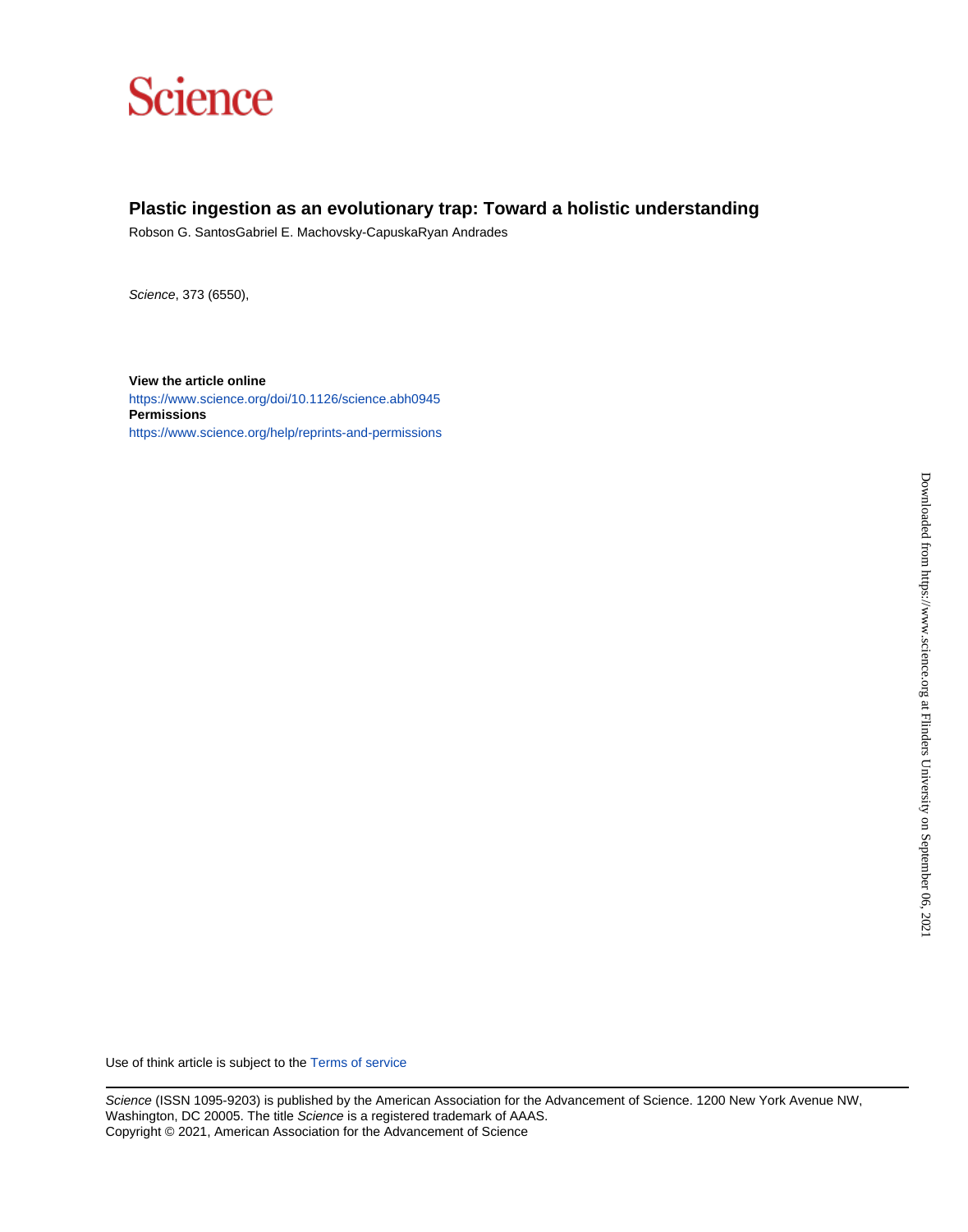# Science

## Plastic ingestion as an evolutionary trap: Toward a holistic understanding

Robson G. SantosGabriel E. Machovsky-CapuskaRyan Andrades

*Science*, 373 (6550),

**View the article online**
https://www.science.org/doi/10.1126/science.abh0945
**Permissions**
https://www.science.org/help/reprints-and-permissions

Use of think article is subject to the Terms of service

*Science* (ISSN 1095-9203) is published by the American Association for the Advancement of Science. 1200 New York Avenue NW, Washington, DC 20005. The title *Science* is a registered trademark of AAAS.
Copyright © 2021, American Association for the Advancement of Science